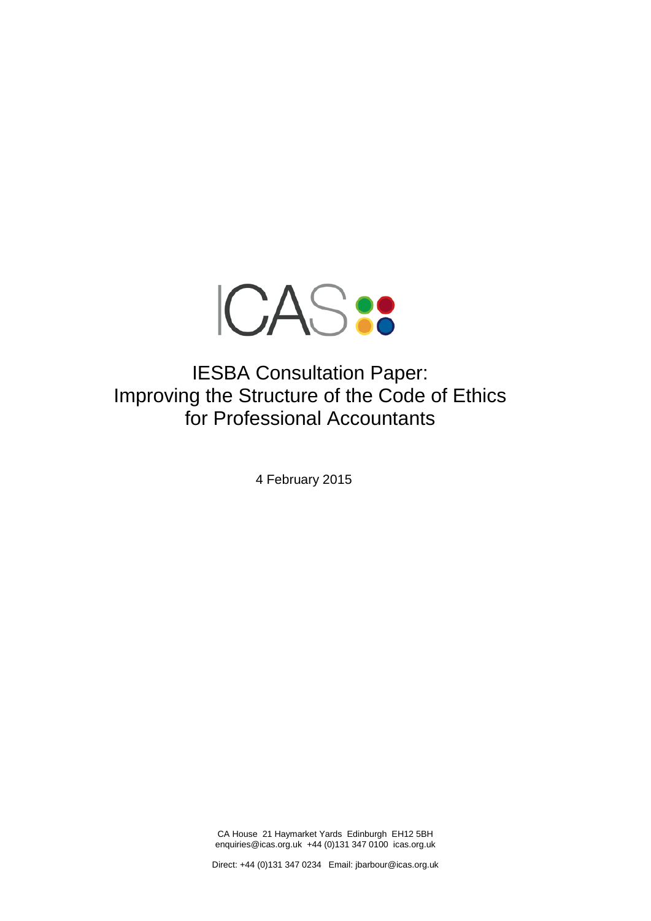ICAS

# IESBA Consultation Paper: Improving the Structure of the Code of Ethics for Professional Accountants

4 February 2015

CA House 21 Haymarket Yards Edinburgh EH12 5BH
enquiries@icas.org.uk +44 (0)131 347 0100 icas.org.uk

Direct: +44 (0)131 347 0234 Email: jbarbour@icas.org.uk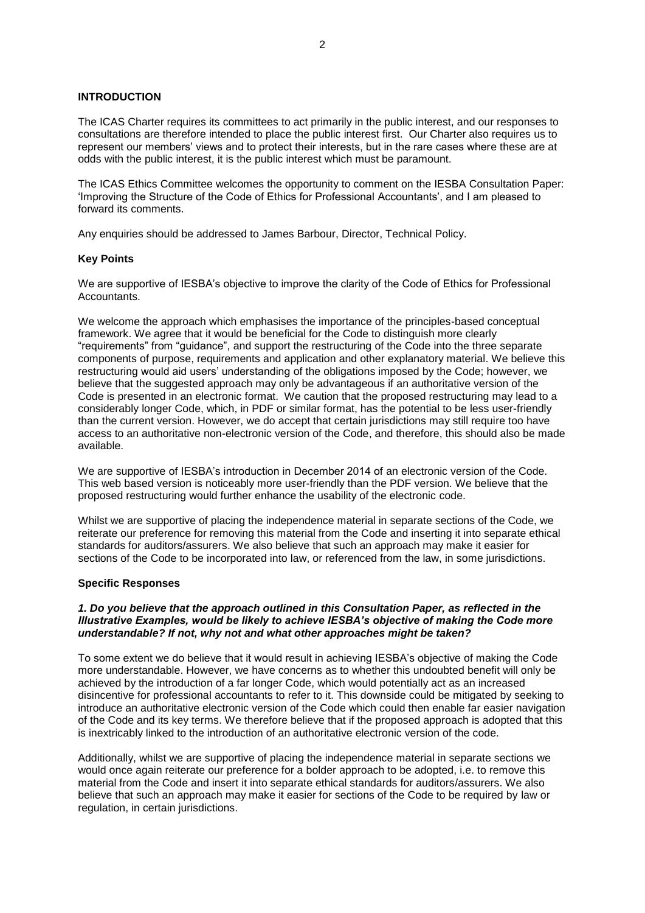## INTRODUCTION

The ICAS Charter requires its committees to act primarily in the public interest, and our responses to consultations are therefore intended to place the public interest first. Our Charter also requires us to represent our members' views and to protect their interests, but in the rare cases where these are at odds with the public interest, it is the public interest which must be paramount.

The ICAS Ethics Committee welcomes the opportunity to comment on the IESBA Consultation Paper: 'Improving the Structure of the Code of Ethics for Professional Accountants', and I am pleased to forward its comments.

Any enquiries should be addressed to James Barbour, Director, Technical Policy.

### Key Points

We are supportive of IESBA's objective to improve the clarity of the Code of Ethics for Professional Accountants.

We welcome the approach which emphasises the importance of the principles-based conceptual framework. We agree that it would be beneficial for the Code to distinguish more clearly "requirements" from "guidance", and support the restructuring of the Code into the three separate components of purpose, requirements and application and other explanatory material. We believe this restructuring would aid users' understanding of the obligations imposed by the Code; however, we believe that the suggested approach may only be advantageous if an authoritative version of the Code is presented in an electronic format. We caution that the proposed restructuring may lead to a considerably longer Code, which, in PDF or similar format, has the potential to be less user-friendly than the current version. However, we do accept that certain jurisdictions may still require too have access to an authoritative non-electronic version of the Code, and therefore, this should also be made available.

We are supportive of IESBA's introduction in December 2014 of an electronic version of the Code. This web based version is noticeably more user-friendly than the PDF version. We believe that the proposed restructuring would further enhance the usability of the electronic code.

Whilst we are supportive of placing the independence material in separate sections of the Code, we reiterate our preference for removing this material from the Code and inserting it into separate ethical standards for auditors/assurers. We also believe that such an approach may make it easier for sections of the Code to be incorporated into law, or referenced from the law, in some jurisdictions.

### Specific Responses

***1. Do you believe that the approach outlined in this Consultation Paper, as reflected in the Illustrative Examples, would be likely to achieve IESBA's objective of making the Code more understandable? If not, why not and what other approaches might be taken?***

To some extent we do believe that it would result in achieving IESBA's objective of making the Code more understandable. However, we have concerns as to whether this undoubted benefit will only be achieved by the introduction of a far longer Code, which would potentially act as an increased disincentive for professional accountants to refer to it. This downside could be mitigated by seeking to introduce an authoritative electronic version of the Code which could then enable far easier navigation of the Code and its key terms. We therefore believe that if the proposed approach is adopted that this is inextricably linked to the introduction of an authoritative electronic version of the code.

Additionally, whilst we are supportive of placing the independence material in separate sections we would once again reiterate our preference for a bolder approach to be adopted, i.e. to remove this material from the Code and insert it into separate ethical standards for auditors/assurers. We also believe that such an approach may make it easier for sections of the Code to be required by law or regulation, in certain jurisdictions.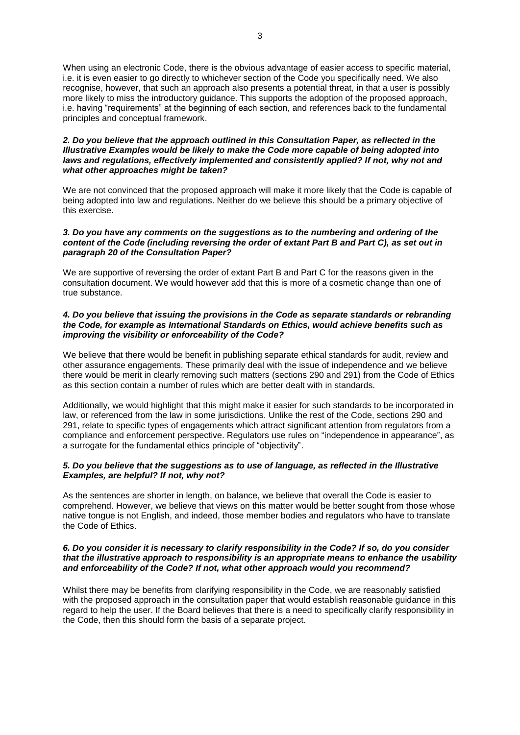When using an electronic Code, there is the obvious advantage of easier access to specific material, i.e. it is even easier to go directly to whichever section of the Code you specifically need. We also recognise, however, that such an approach also presents a potential threat, in that a user is possibly more likely to miss the introductory guidance. This supports the adoption of the proposed approach, i.e. having "requirements" at the beginning of each section, and references back to the fundamental principles and conceptual framework.

***2. Do you believe that the approach outlined in this Consultation Paper, as reflected in the Illustrative Examples would be likely to make the Code more capable of being adopted into laws and regulations, effectively implemented and consistently applied? If not, why not and what other approaches might be taken?***

We are not convinced that the proposed approach will make it more likely that the Code is capable of being adopted into law and regulations. Neither do we believe this should be a primary objective of this exercise.

***3. Do you have any comments on the suggestions as to the numbering and ordering of the content of the Code (including reversing the order of extant Part B and Part C), as set out in paragraph 20 of the Consultation Paper?***

We are supportive of reversing the order of extant Part B and Part C for the reasons given in the consultation document. We would however add that this is more of a cosmetic change than one of true substance.

***4. Do you believe that issuing the provisions in the Code as separate standards or rebranding the Code, for example as International Standards on Ethics, would achieve benefits such as improving the visibility or enforceability of the Code?***

We believe that there would be benefit in publishing separate ethical standards for audit, review and other assurance engagements. These primarily deal with the issue of independence and we believe there would be merit in clearly removing such matters (sections 290 and 291) from the Code of Ethics as this section contain a number of rules which are better dealt with in standards.

Additionally, we would highlight that this might make it easier for such standards to be incorporated in law, or referenced from the law in some jurisdictions. Unlike the rest of the Code, sections 290 and 291, relate to specific types of engagements which attract significant attention from regulators from a compliance and enforcement perspective. Regulators use rules on "independence in appearance", as a surrogate for the fundamental ethics principle of "objectivity".

***5. Do you believe that the suggestions as to use of language, as reflected in the Illustrative Examples, are helpful? If not, why not?***

As the sentences are shorter in length, on balance, we believe that overall the Code is easier to comprehend. However, we believe that views on this matter would be better sought from those whose native tongue is not English, and indeed, those member bodies and regulators who have to translate the Code of Ethics.

***6. Do you consider it is necessary to clarify responsibility in the Code? If so, do you consider that the illustrative approach to responsibility is an appropriate means to enhance the usability and enforceability of the Code? If not, what other approach would you recommend?***

Whilst there may be benefits from clarifying responsibility in the Code, we are reasonably satisfied with the proposed approach in the consultation paper that would establish reasonable guidance in this regard to help the user. If the Board believes that there is a need to specifically clarify responsibility in the Code, then this should form the basis of a separate project.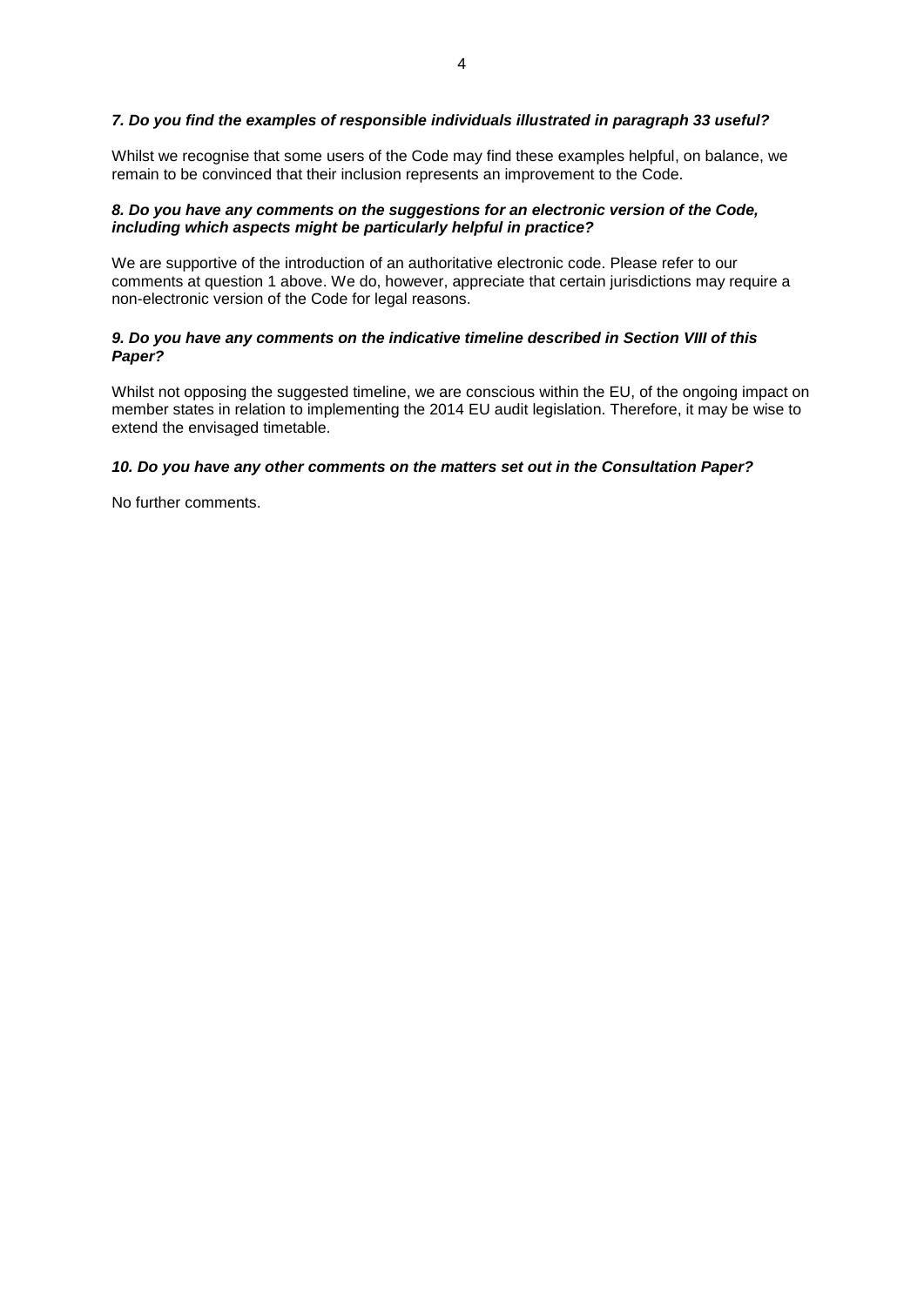***7. Do you find the examples of responsible individuals illustrated in paragraph 33 useful?***

Whilst we recognise that some users of the Code may find these examples helpful, on balance, we remain to be convinced that their inclusion represents an improvement to the Code.

***8. Do you have any comments on the suggestions for an electronic version of the Code, including which aspects might be particularly helpful in practice?***

We are supportive of the introduction of an authoritative electronic code. Please refer to our comments at question 1 above. We do, however, appreciate that certain jurisdictions may require a non-electronic version of the Code for legal reasons.

***9. Do you have any comments on the indicative timeline described in Section VIII of this Paper?***

Whilst not opposing the suggested timeline, we are conscious within the EU, of the ongoing impact on member states in relation to implementing the 2014 EU audit legislation. Therefore, it may be wise to extend the envisaged timetable.

***10. Do you have any other comments on the matters set out in the Consultation Paper?***

No further comments.